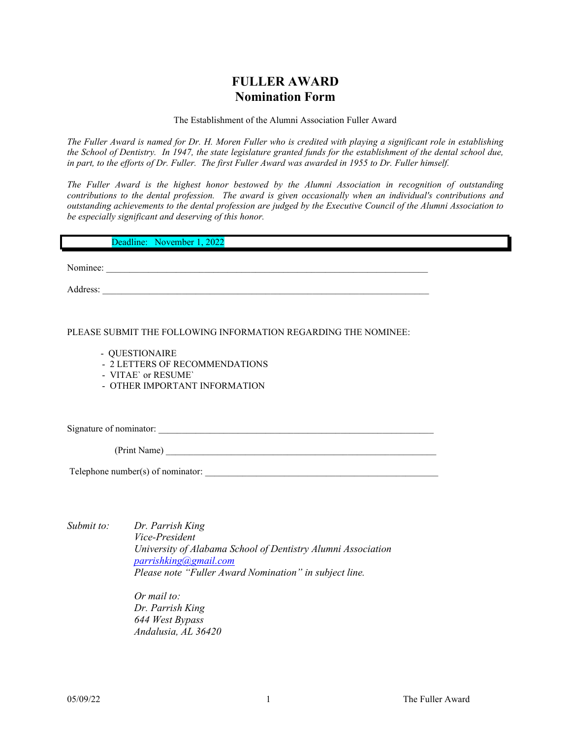# FULLER AWARD
## Nomination Form

The Establishment of the Alumni Association Fuller Award

*The Fuller Award is named for Dr. H. Moren Fuller who is credited with playing a significant role in establishing the School of Dentistry. In 1947, the state legislature granted funds for the establishment of the dental school due, in part, to the efforts of Dr. Fuller. The first Fuller Award was awarded in 1955 to Dr. Fuller himself.*

*The Fuller Award is the highest honor bestowed by the Alumni Association in recognition of outstanding contributions to the dental profession. The award is given occasionally when an individual's contributions and outstanding achievements to the dental profession are judged by the Executive Council of the Alumni Association to be especially significant and deserving of this honor.*

Deadline: November 1, 2022

Nominee: ___________________________________________________________________________

Address: ___________________________________________________________________________

PLEASE SUBMIT THE FOLLOWING INFORMATION REGARDING THE NOMINEE:

- QUESTIONAIRE
- 2 LETTERS OF RECOMMENDATIONS
- VITAE` or RESUME`
- OTHER IMPORTANT INFORMATION

Signature of nominator: _________________________________________________________________

(Print Name) _________________________________________________________________

Telephone number(s) of nominator: _______________________________________________________

*Submit to:*

*Dr. Parrish King*
*Vice-President*
*University of Alabama School of Dentistry Alumni Association*
*parrishking@gmail.com*
*Please note "Fuller Award Nomination" in subject line.*

*Or mail to:*
*Dr. Parrish King*
*644 West Bypass*
*Andalusia, AL 36420*

05/09/22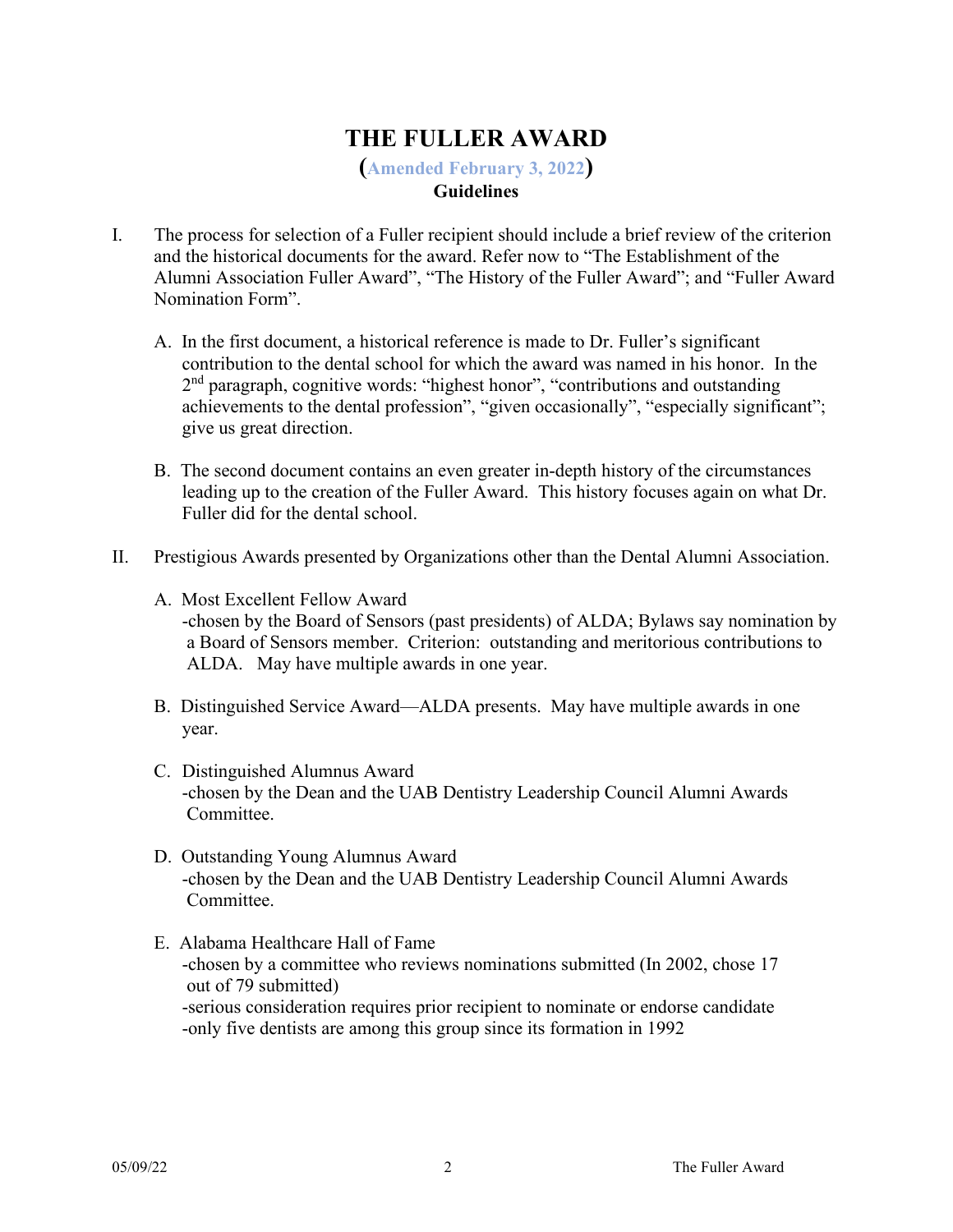# THE FULLER AWARD

**(Amended February 3, 2022)**

**Guidelines**

I. The process for selection of a Fuller recipient should include a brief review of the criterion and the historical documents for the award. Refer now to "The Establishment of the Alumni Association Fuller Award", "The History of the Fuller Award"; and "Fuller Award Nomination Form".

   A. In the first document, a historical reference is made to Dr. Fuller's significant contribution to the dental school for which the award was named in his honor. In the 2nd paragraph, cognitive words: "highest honor", "contributions and outstanding achievements to the dental profession", "given occasionally", "especially significant"; give us great direction.

   B. The second document contains an even greater in-depth history of the circumstances leading up to the creation of the Fuller Award. This history focuses again on what Dr. Fuller did for the dental school.

II. Prestigious Awards presented by Organizations other than the Dental Alumni Association.

   A. Most Excellent Fellow Award
      -chosen by the Board of Sensors (past presidents) of ALDA; Bylaws say nomination by a Board of Sensors member. Criterion: outstanding and meritorious contributions to ALDA. May have multiple awards in one year.

   B. Distinguished Service Award—ALDA presents. May have multiple awards in one year.

   C. Distinguished Alumnus Award
      -chosen by the Dean and the UAB Dentistry Leadership Council Alumni Awards Committee.

   D. Outstanding Young Alumnus Award
      -chosen by the Dean and the UAB Dentistry Leadership Council Alumni Awards Committee.

   E. Alabama Healthcare Hall of Fame
      -chosen by a committee who reviews nominations submitted (In 2002, chose 17 out of 79 submitted)
      -serious consideration requires prior recipient to nominate or endorse candidate
      -only five dentists are among this group since its formation in 1992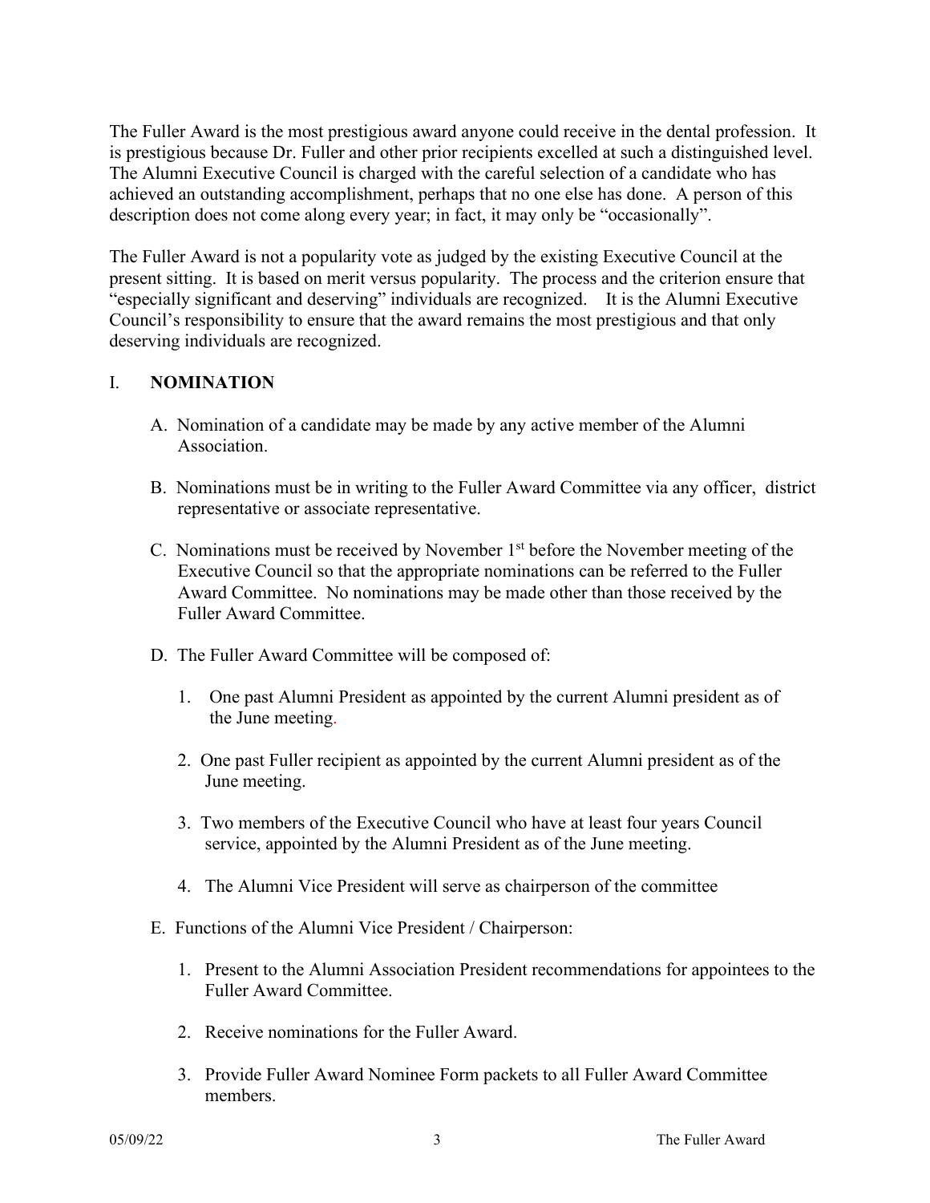The Fuller Award is the most prestigious award anyone could receive in the dental profession. It is prestigious because Dr. Fuller and other prior recipients excelled at such a distinguished level. The Alumni Executive Council is charged with the careful selection of a candidate who has achieved an outstanding accomplishment, perhaps that no one else has done. A person of this description does not come along every year; in fact, it may only be "occasionally".

The Fuller Award is not a popularity vote as judged by the existing Executive Council at the present sitting. It is based on merit versus popularity. The process and the criterion ensure that "especially significant and deserving" individuals are recognized. It is the Alumni Executive Council's responsibility to ensure that the award remains the most prestigious and that only deserving individuals are recognized.

## I. NOMINATION

A. Nomination of a candidate may be made by any active member of the Alumni Association.

B. Nominations must be in writing to the Fuller Award Committee via any officer, district representative or associate representative.

C. Nominations must be received by November 1st before the November meeting of the Executive Council so that the appropriate nominations can be referred to the Fuller Award Committee. No nominations may be made other than those received by the Fuller Award Committee.

D. The Fuller Award Committee will be composed of:

1. One past Alumni President as appointed by the current Alumni president as of the June meeting.
2. One past Fuller recipient as appointed by the current Alumni president as of the June meeting.
3. Two members of the Executive Council who have at least four years Council service, appointed by the Alumni President as of the June meeting.
4. The Alumni Vice President will serve as chairperson of the committee

E. Functions of the Alumni Vice President / Chairperson:

1. Present to the Alumni Association President recommendations for appointees to the Fuller Award Committee.
2. Receive nominations for the Fuller Award.
3. Provide Fuller Award Nominee Form packets to all Fuller Award Committee members.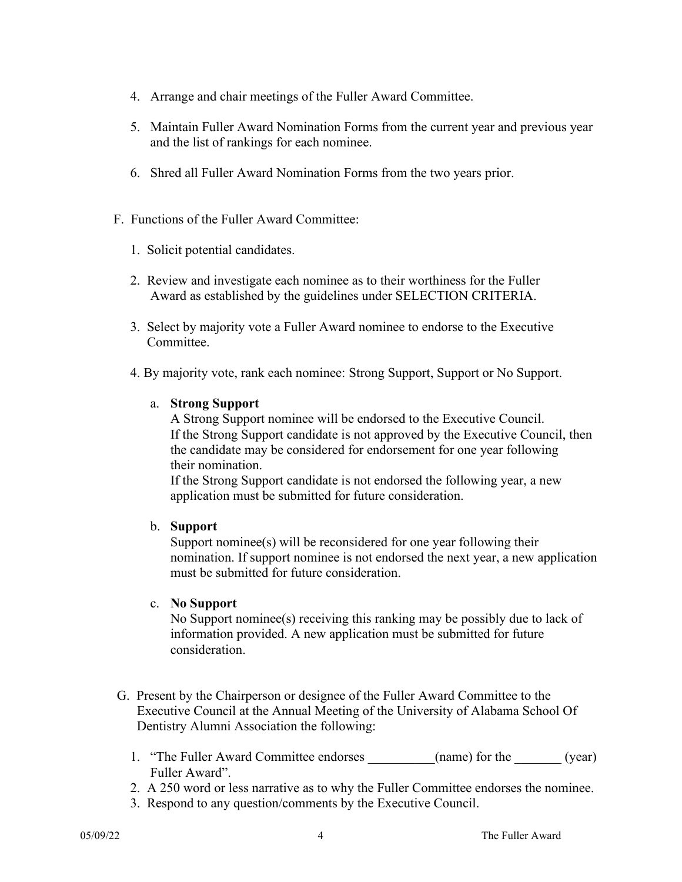4. Arrange and chair meetings of the Fuller Award Committee.

5. Maintain Fuller Award Nomination Forms from the current year and previous year and the list of rankings for each nominee.

6. Shred all Fuller Award Nomination Forms from the two years prior.

F. Functions of the Fuller Award Committee:

1. Solicit potential candidates.

2. Review and investigate each nominee as to their worthiness for the Fuller Award as established by the guidelines under SELECTION CRITERIA.

3. Select by majority vote a Fuller Award nominee to endorse to the Executive Committee.

4. By majority vote, rank each nominee: Strong Support, Support or No Support.

   a. **Strong Support**
   A Strong Support nominee will be endorsed to the Executive Council.
   If the Strong Support candidate is not approved by the Executive Council, then the candidate may be considered for endorsement for one year following their nomination.
   If the Strong Support candidate is not endorsed the following year, a new application must be submitted for future consideration.

   b. **Support**
   Support nominee(s) will be reconsidered for one year following their nomination. If support nominee is not endorsed the next year, a new application must be submitted for future consideration.

   c. **No Support**
   No Support nominee(s) receiving this ranking may be possibly due to lack of information provided. A new application must be submitted for future consideration.

G. Present by the Chairperson or designee of the Fuller Award Committee to the Executive Council at the Annual Meeting of the University of Alabama School Of Dentistry Alumni Association the following:

1. "The Fuller Award Committee endorses __________(name) for the _______ (year) Fuller Award".
2. A 250 word or less narrative as to why the Fuller Committee endorses the nominee.
3. Respond to any question/comments by the Executive Council.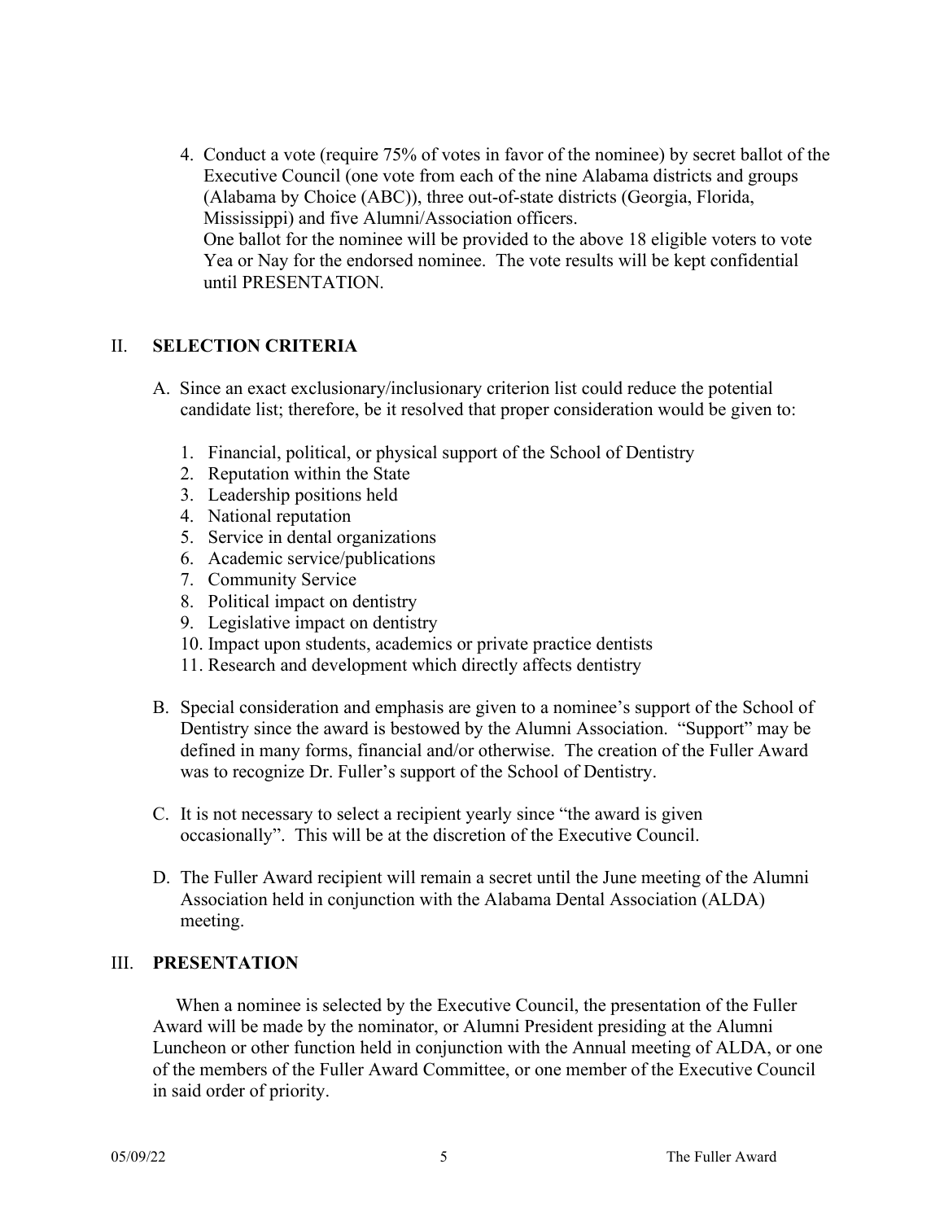4. Conduct a vote (require 75% of votes in favor of the nominee) by secret ballot of the Executive Council (one vote from each of the nine Alabama districts and groups (Alabama by Choice (ABC)), three out-of-state districts (Georgia, Florida, Mississippi) and five Alumni/Association officers.
   One ballot for the nominee will be provided to the above 18 eligible voters to vote Yea or Nay for the endorsed nominee. The vote results will be kept confidential until PRESENTATION.

## II. SELECTION CRITERIA

A. Since an exact exclusionary/inclusionary criterion list could reduce the potential candidate list; therefore, be it resolved that proper consideration would be given to:

   1. Financial, political, or physical support of the School of Dentistry
   2. Reputation within the State
   3. Leadership positions held
   4. National reputation
   5. Service in dental organizations
   6. Academic service/publications
   7. Community Service
   8. Political impact on dentistry
   9. Legislative impact on dentistry
   10. Impact upon students, academics or private practice dentists
   11. Research and development which directly affects dentistry

B. Special consideration and emphasis are given to a nominee's support of the School of Dentistry since the award is bestowed by the Alumni Association. "Support" may be defined in many forms, financial and/or otherwise. The creation of the Fuller Award was to recognize Dr. Fuller's support of the School of Dentistry.

C. It is not necessary to select a recipient yearly since "the award is given occasionally". This will be at the discretion of the Executive Council.

D. The Fuller Award recipient will remain a secret until the June meeting of the Alumni Association held in conjunction with the Alabama Dental Association (ALDA) meeting.

## III. PRESENTATION

When a nominee is selected by the Executive Council, the presentation of the Fuller Award will be made by the nominator, or Alumni President presiding at the Alumni Luncheon or other function held in conjunction with the Annual meeting of ALDA, or one of the members of the Fuller Award Committee, or one member of the Executive Council in said order of priority.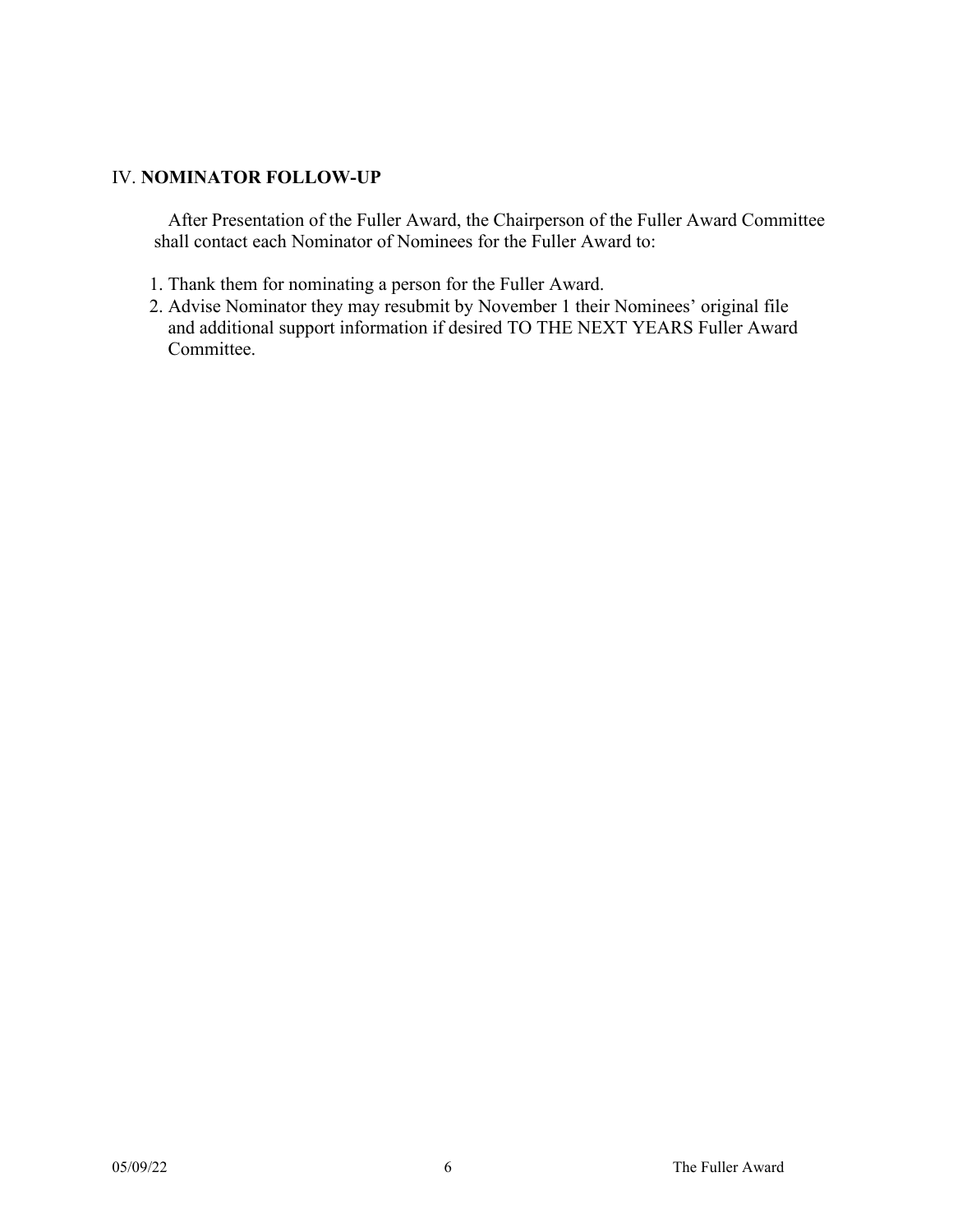IV. **NOMINATOR FOLLOW-UP**

After Presentation of the Fuller Award, the Chairperson of the Fuller Award Committee shall contact each Nominator of Nominees for the Fuller Award to:

1. Thank them for nominating a person for the Fuller Award.
2. Advise Nominator they may resubmit by November 1 their Nominees' original file and additional support information if desired TO THE NEXT YEARS Fuller Award Committee.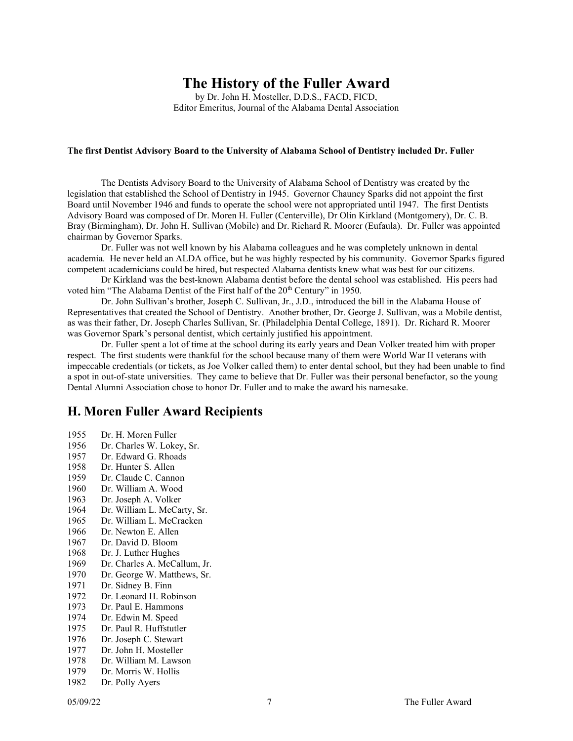# The History of the Fuller Award

by Dr. John H. Mosteller, D.D.S., FACD, FICD,
Editor Emeritus, Journal of the Alabama Dental Association

**The first Dentist Advisory Board to the University of Alabama School of Dentistry included Dr. Fuller**

The Dentists Advisory Board to the University of Alabama School of Dentistry was created by the legislation that established the School of Dentistry in 1945. Governor Chauncy Sparks did not appoint the first Board until November 1946 and funds to operate the school were not appropriated until 1947. The first Dentists Advisory Board was composed of Dr. Moren H. Fuller (Centerville), Dr Olin Kirkland (Montgomery), Dr. C. B. Bray (Birmingham), Dr. John H. Sullivan (Mobile) and Dr. Richard R. Moorer (Eufaula). Dr. Fuller was appointed chairman by Governor Sparks.

Dr. Fuller was not well known by his Alabama colleagues and he was completely unknown in dental academia. He never held an ALDA office, but he was highly respected by his community. Governor Sparks figured competent academicians could be hired, but respected Alabama dentists knew what was best for our citizens.

Dr Kirkland was the best-known Alabama dentist before the dental school was established. His peers had voted him "The Alabama Dentist of the First half of the 20th Century" in 1950.

Dr. John Sullivan's brother, Joseph C. Sullivan, Jr., J.D., introduced the bill in the Alabama House of Representatives that created the School of Dentistry. Another brother, Dr. George J. Sullivan, was a Mobile dentist, as was their father, Dr. Joseph Charles Sullivan, Sr. (Philadelphia Dental College, 1891). Dr. Richard R. Moorer was Governor Spark's personal dentist, which certainly justified his appointment.

Dr. Fuller spent a lot of time at the school during its early years and Dean Volker treated him with proper respect. The first students were thankful for the school because many of them were World War II veterans with impeccable credentials (or tickets, as Joe Volker called them) to enter dental school, but they had been unable to find a spot in out-of-state universities. They came to believe that Dr. Fuller was their personal benefactor, so the young Dental Alumni Association chose to honor Dr. Fuller and to make the award his namesake.

## H. Moren Fuller Award Recipients

1955 Dr. H. Moren Fuller
1956 Dr. Charles W. Lokey, Sr.
1957 Dr. Edward G. Rhoads
1958 Dr. Hunter S. Allen
1959 Dr. Claude C. Cannon
1960 Dr. William A. Wood
1963 Dr. Joseph A. Volker
1964 Dr. William L. McCarty, Sr.
1965 Dr. William L. McCracken
1966 Dr. Newton E. Allen
1967 Dr. David D. Bloom
1968 Dr. J. Luther Hughes
1969 Dr. Charles A. McCallum, Jr.
1970 Dr. George W. Matthews, Sr.
1971 Dr. Sidney B. Finn
1972 Dr. Leonard H. Robinson
1973 Dr. Paul E. Hammons
1974 Dr. Edwin M. Speed
1975 Dr. Paul R. Huffstutler
1976 Dr. Joseph C. Stewart
1977 Dr. John H. Mosteller
1978 Dr. William M. Lawson
1979 Dr. Morris W. Hollis
1982 Dr. Polly Ayers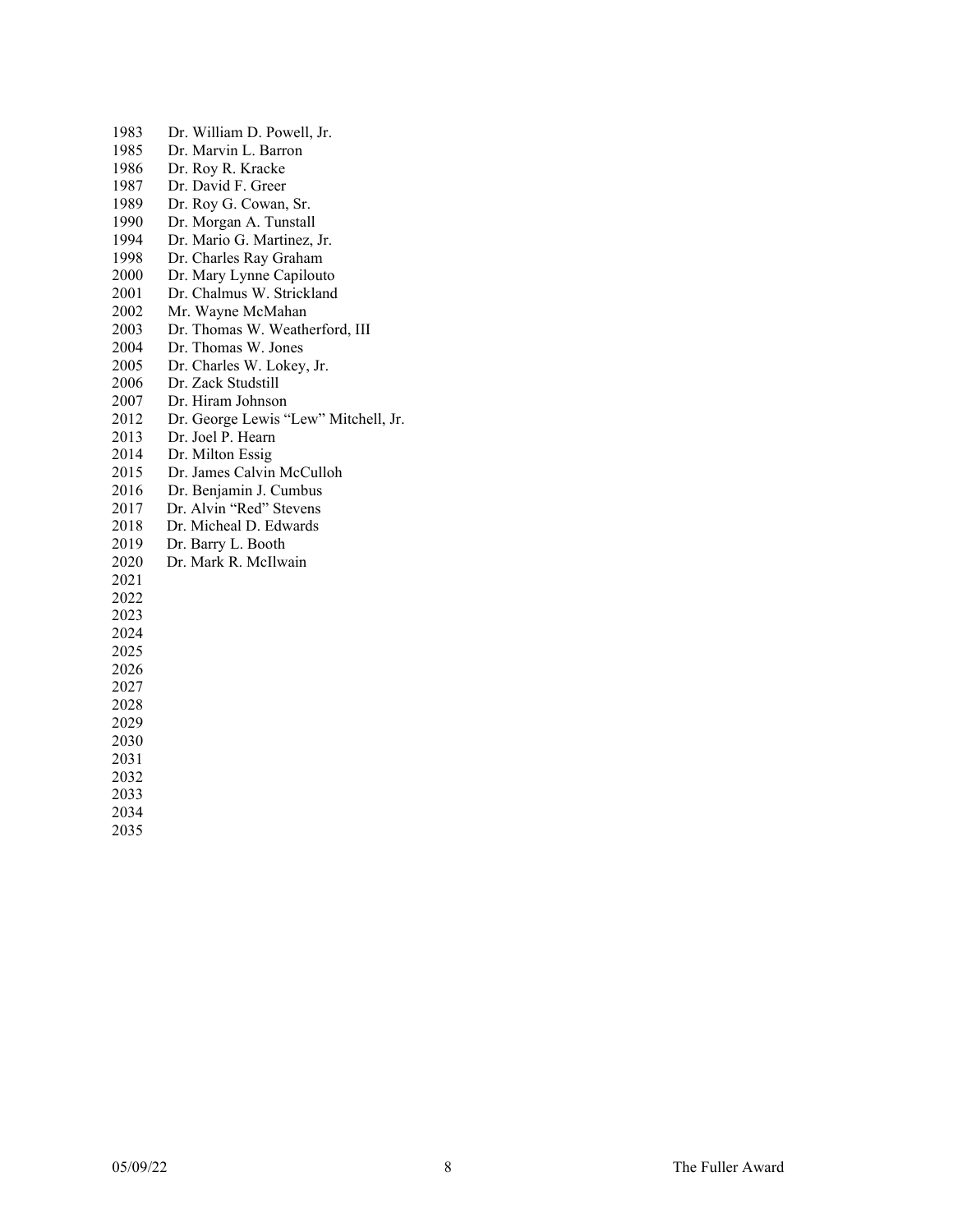1983 Dr. William D. Powell, Jr.
1985 Dr. Marvin L. Barron
1986 Dr. Roy R. Kracke
1987 Dr. David F. Greer
1989 Dr. Roy G. Cowan, Sr.
1990 Dr. Morgan A. Tunstall
1994 Dr. Mario G. Martinez, Jr.
1998 Dr. Charles Ray Graham
2000 Dr. Mary Lynne Capilouto
2001 Dr. Chalmus W. Strickland
2002 Mr. Wayne McMahan
2003 Dr. Thomas W. Weatherford, III
2004 Dr. Thomas W. Jones
2005 Dr. Charles W. Lokey, Jr.
2006 Dr. Zack Studstill
2007 Dr. Hiram Johnson
2012 Dr. George Lewis "Lew" Mitchell, Jr.
2013 Dr. Joel P. Hearn
2014 Dr. Milton Essig
2015 Dr. James Calvin McCulloh
2016 Dr. Benjamin J. Cumbus
2017 Dr. Alvin "Red" Stevens
2018 Dr. Micheal D. Edwards
2019 Dr. Barry L. Booth
2020 Dr. Mark R. McIlwain
2021
2022
2023
2024
2025
2026
2027
2028
2029
2030
2031
2032
2033
2034
2035